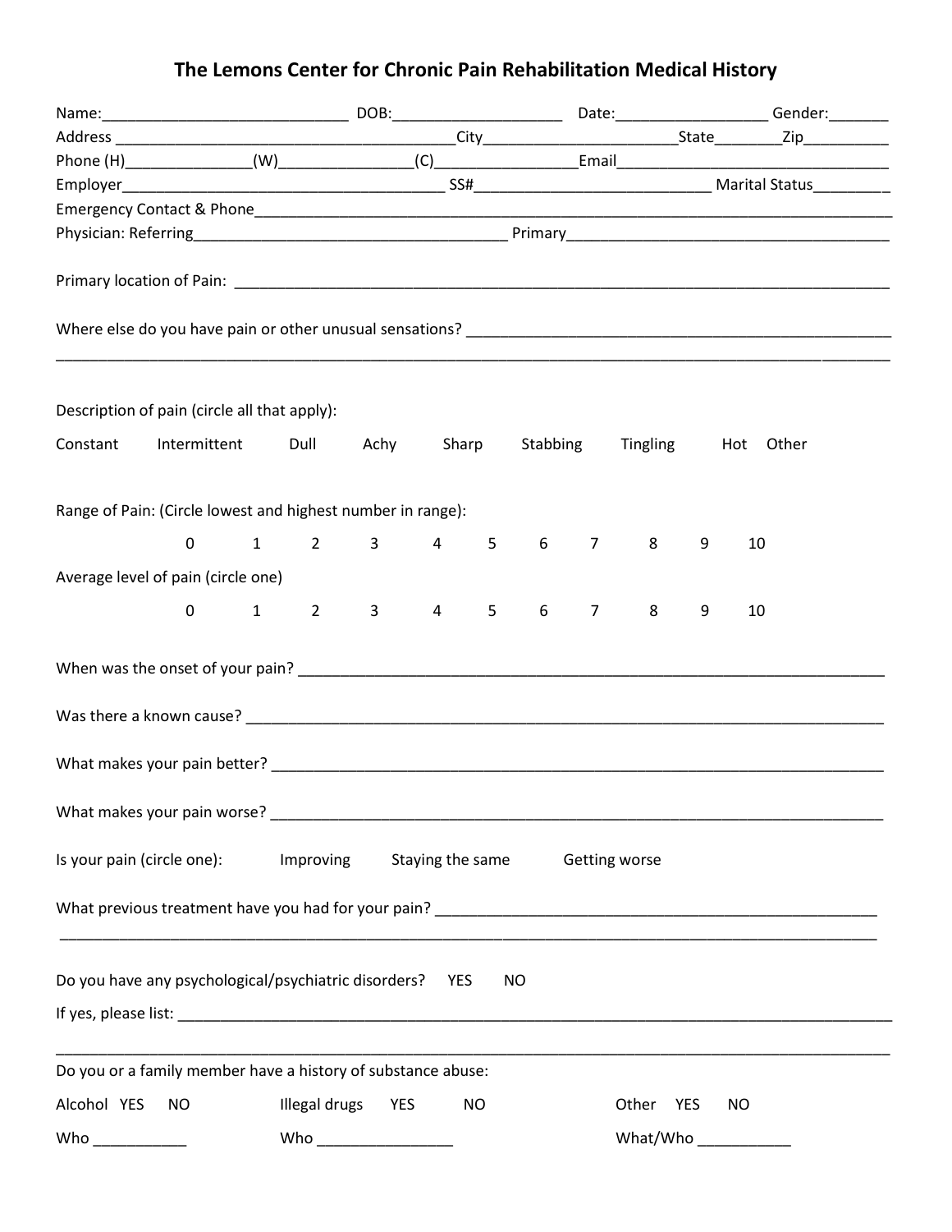# The Lemons Center for Chronic Pain Rehabilitation Medical History

Name:_____________________________ DOB:____________________ Date:__________________ Gender:_______

Address __________________________________________City_______________________State________Zip__________

Phone (H)_______________(W)________________(C)_________________Email_________________________________

Employer_______________________________________ SS#____________________________ Marital Status_________

Emergency Contact & Phone______________________________________________________________________________

Physician: Referring_____________________________________ Primary______________________________________

Primary location of Pain: ______________________________________________________________________________

Where else do you have pain or other unusual sensations? ____________________________________________________

_______________________________________________________________________________________________

Description of pain (circle all that apply):

Constant  Intermittent  Dull  Achy  Sharp  Stabbing  Tingling  Hot  Other

Range of Pain: (Circle lowest and highest number in range):

0  1  2  3  4  5  6  7  8  9  10

Average level of pain (circle one)

0  1  2  3  4  5  6  7  8  9  10

When was the onset of your pain? ________________________________________________________________________

Was there a known cause? _____________________________________________________________________________

What makes your pain better? __________________________________________________________________________

What makes your pain worse? __________________________________________________________________________

Is your pain (circle one):  Improving  Staying the same  Getting worse

What previous treatment have you had for your pain? ______________________________________________________

_______________________________________________________________________________________________

Do you have any psychological/psychiatric disorders?  YES  NO

If yes, please list: ______________________________________________________________________________________

_______________________________________________________________________________________________

Do you or a family member have a history of substance abuse:

Alcohol  YES  NO  Illegal drugs  YES  NO  Other  YES  NO

Who ___________  Who ________________  What/Who ___________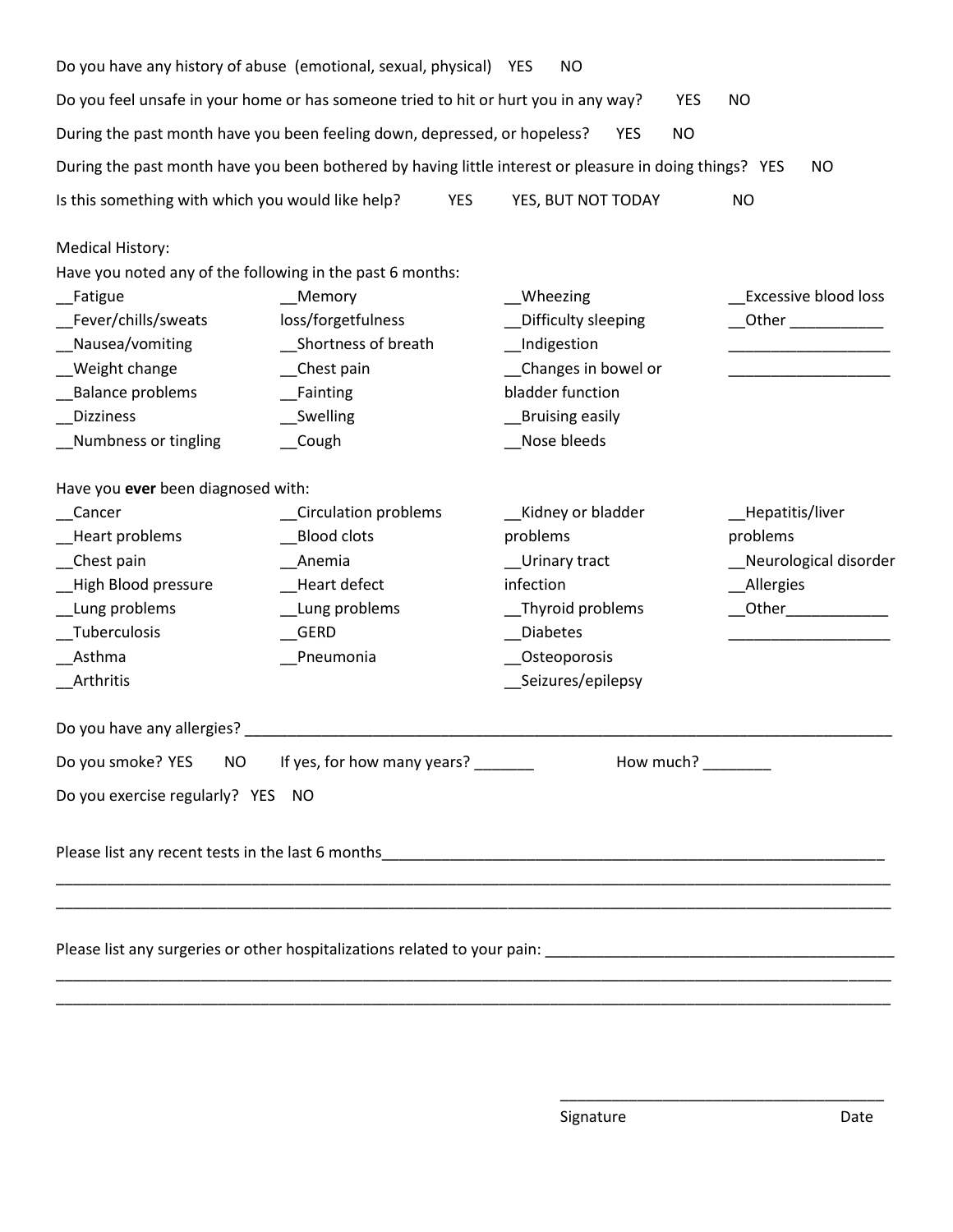Do you have any history of abuse (emotional, sexual, physical) YES NO

Do you feel unsafe in your home or has someone tried to hit or hurt you in any way? YES NO

During the past month have you been feeling down, depressed, or hopeless? YES NO

During the past month have you been bothered by having little interest or pleasure in doing things? YES NO

Is this something with which you would like help? YES YES, BUT NOT TODAY NO

Medical History:

Have you noted any of the following in the past 6 months:

| | | | |
|---|---|---|---|
| __Fatigue | __Memory loss/forgetfulness | __Wheezing | __Excessive blood loss |
| __Fever/chills/sweats | __Shortness of breath | __Difficulty sleeping | __Other ___________ |
| __Nausea/vomiting | __Chest pain | __Indigestion | ___________________ |
| __Weight change | __Fainting | __Changes in bowel or bladder function | ___________________ |
| __Balance problems | __Swelling | __Bruising easily | |
| __Dizziness | __Cough | __Nose bleeds | |
| __Numbness or tingling | | | |

Have you **ever** been diagnosed with:

| | | | |
|---|---|---|---|
| __Cancer | __Circulation problems | __Kidney or bladder problems | __Hepatitis/liver problems |
| __Heart problems | __Blood clots | __Urinary tract infection | __Neurological disorder |
| __Chest pain | __Anemia | __Thyroid problems | __Allergies |
| __High Blood pressure | __Heart defect | __Diabetes | __Other____________ |
| __Lung problems | __Lung problems | __Osteoporosis | ___________________ |
| __Tuberculosis | __GERD | __Seizures/epilepsy | |
| __Asthma | __Pneumonia | | |
| __Arthritis | | | |

Do you have any allergies? ________________________________________________________________________________

Do you smoke? YES NO If yes, for how many years? _______ How much? ________

Do you exercise regularly? YES NO

Please list any recent tests in the last 6 months______________________________________________________________

______________________________________________________________________________________________

______________________________________________________________________________________________

Please list any surgeries or other hospitalizations related to your pain: __________________________________________

______________________________________________________________________________________________

______________________________________________________________________________________________

______________________________________

Signature Date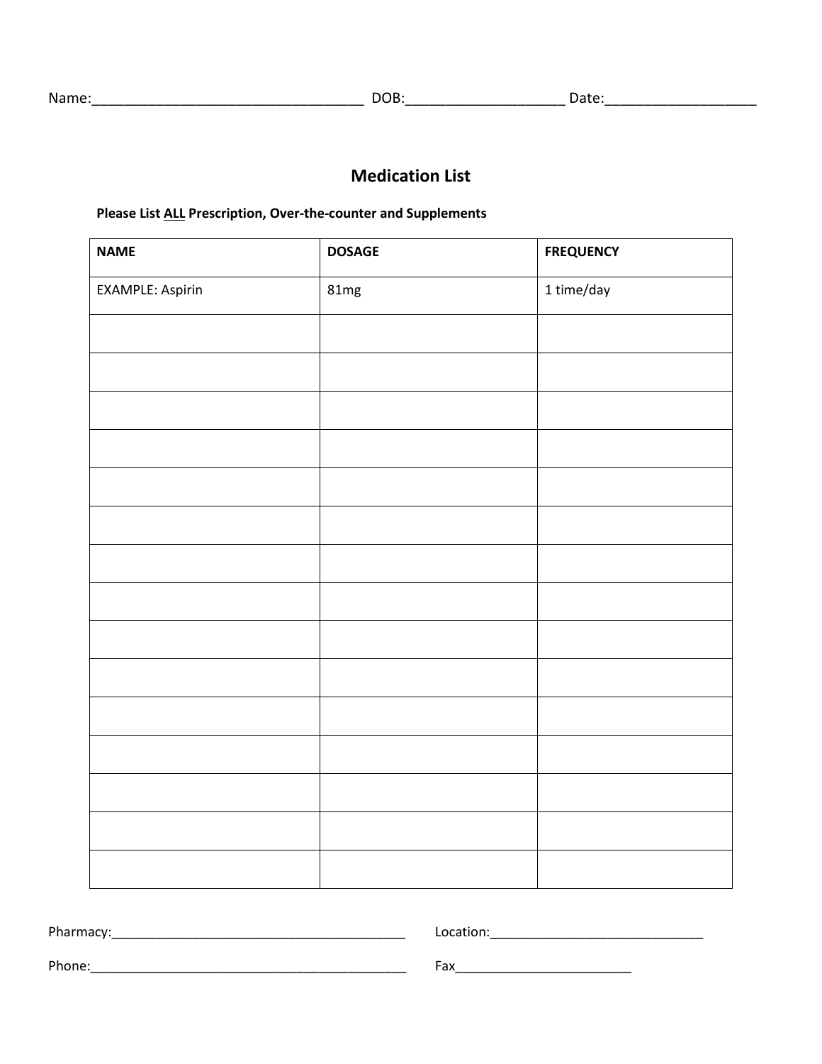Name:___________________________________ DOB:____________________ Date:___________________

## Medication List

**Please List ALL Prescription, Over-the-counter and Supplements**

| NAME | DOSAGE | FREQUENCY |
| --- | --- | --- |
| EXAMPLE: Aspirin | 81mg | 1 time/day |
| | | |
| | | |
| | | |
| | | |
| | | |
| | | |
| | | |
| | | |
| | | |
| | | |
| | | |
| | | |
| | | |
| | | |
| | | |

Pharmacy:__________________________________________ Location:______________________________

Phone:______________________________________________ Fax_________________________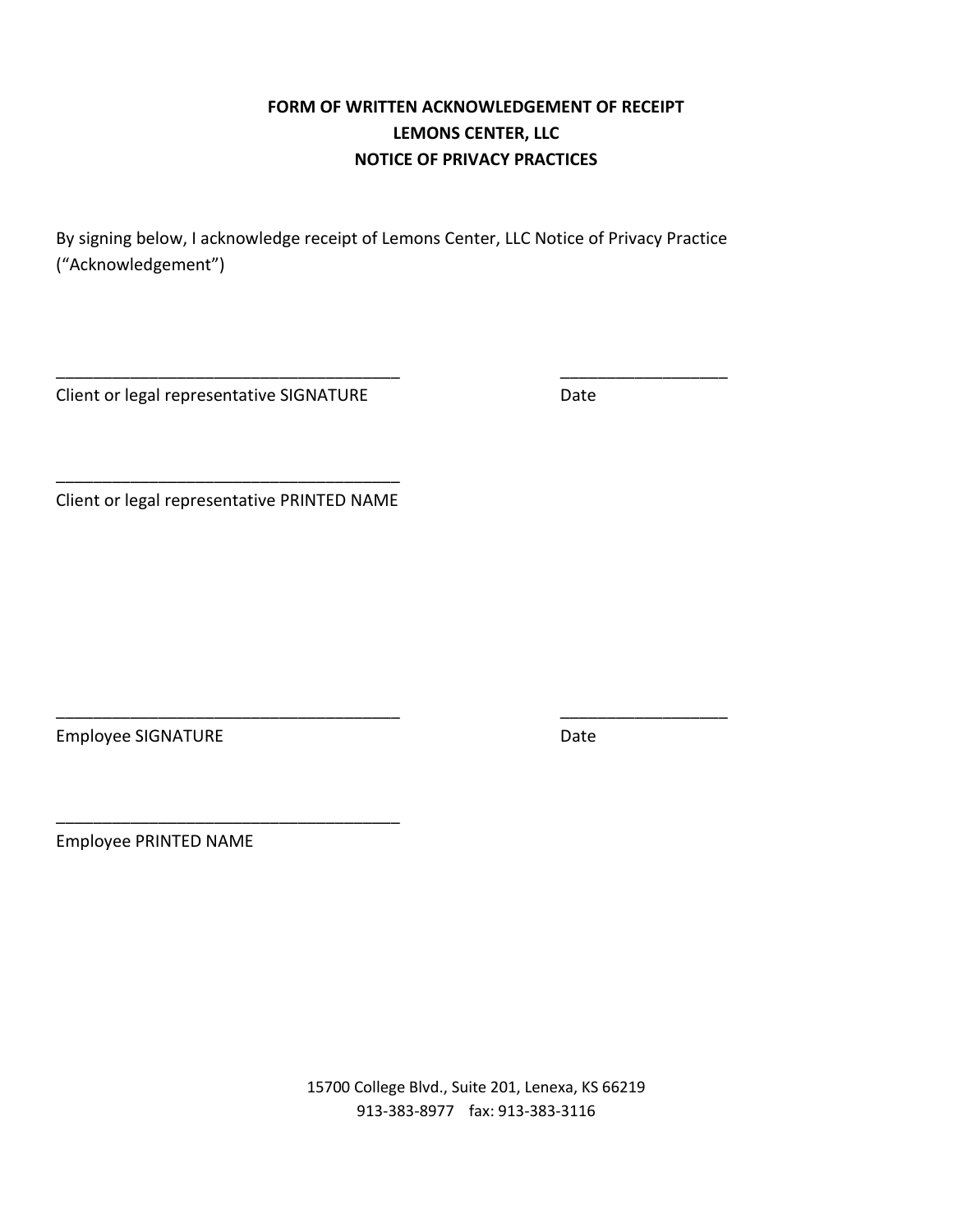**FORM OF WRITTEN ACKNOWLEDGEMENT OF RECEIPT**
**LEMONS CENTER, LLC**
**NOTICE OF PRIVACY PRACTICES**

By signing below, I acknowledge receipt of Lemons Center, LLC Notice of Privacy Practice ("Acknowledgement")

_____________________________________ ________________

Client or legal representative SIGNATURE Date

_____________________________________

Client or legal representative PRINTED NAME

_____________________________________ ________________

Employee SIGNATURE Date

_____________________________________

Employee PRINTED NAME

15700 College Blvd., Suite 201, Lenexa, KS 66219
913-383-8977 fax: 913-383-3116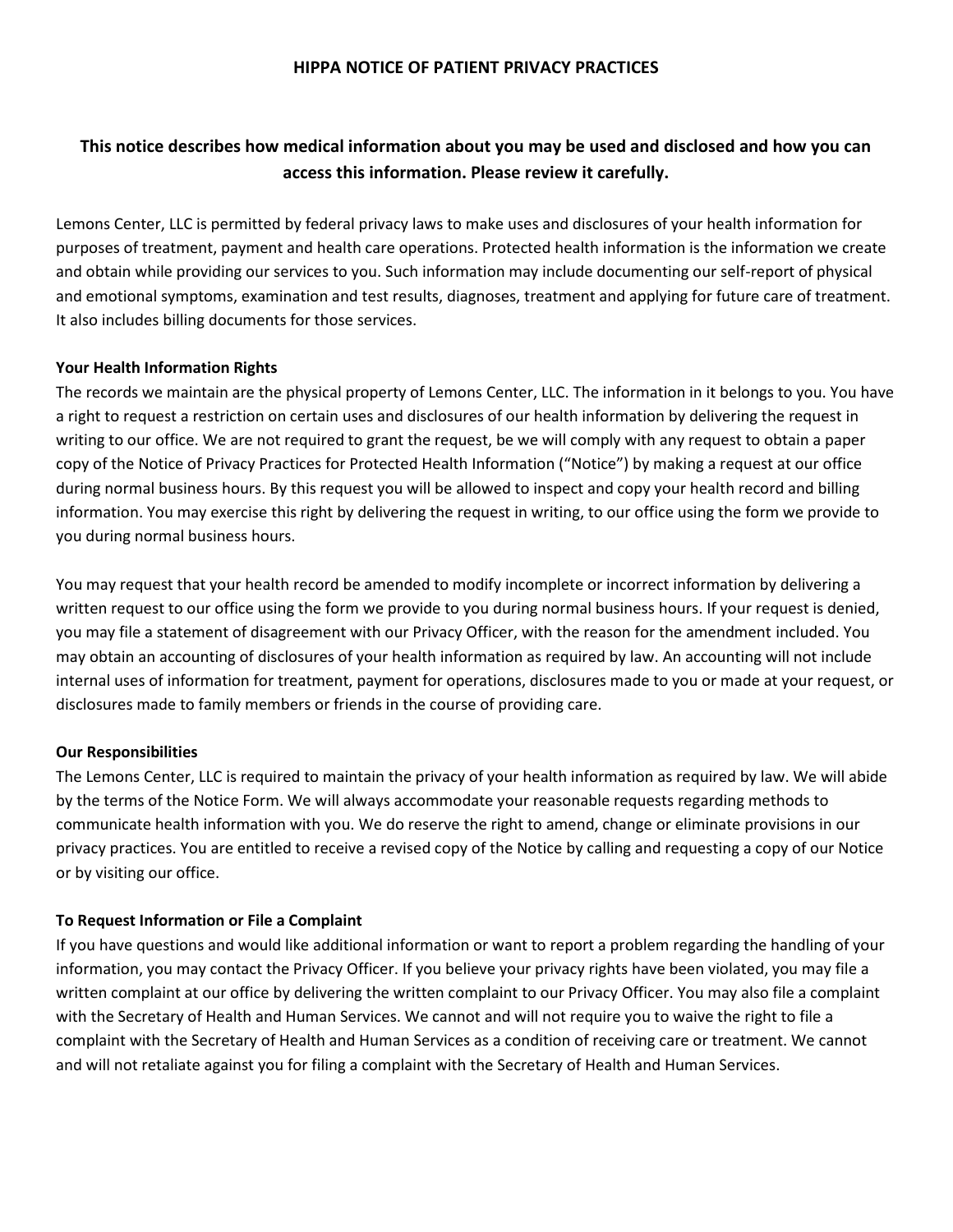**HIPPA NOTICE OF PATIENT PRIVACY PRACTICES**

## This notice describes how medical information about you may be used and disclosed and how you can access this information. Please review it carefully.

Lemons Center, LLC is permitted by federal privacy laws to make uses and disclosures of your health information for purposes of treatment, payment and health care operations. Protected health information is the information we create and obtain while providing our services to you. Such information may include documenting our self-report of physical and emotional symptoms, examination and test results, diagnoses, treatment and applying for future care of treatment. It also includes billing documents for those services.

**Your Health Information Rights**

The records we maintain are the physical property of Lemons Center, LLC. The information in it belongs to you. You have a right to request a restriction on certain uses and disclosures of our health information by delivering the request in writing to our office. We are not required to grant the request, be we will comply with any request to obtain a paper copy of the Notice of Privacy Practices for Protected Health Information ("Notice") by making a request at our office during normal business hours. By this request you will be allowed to inspect and copy your health record and billing information. You may exercise this right by delivering the request in writing, to our office using the form we provide to you during normal business hours.

You may request that your health record be amended to modify incomplete or incorrect information by delivering a written request to our office using the form we provide to you during normal business hours. If your request is denied, you may file a statement of disagreement with our Privacy Officer, with the reason for the amendment included. You may obtain an accounting of disclosures of your health information as required by law. An accounting will not include internal uses of information for treatment, payment for operations, disclosures made to you or made at your request, or disclosures made to family members or friends in the course of providing care.

**Our Responsibilities**

The Lemons Center, LLC is required to maintain the privacy of your health information as required by law. We will abide by the terms of the Notice Form. We will always accommodate your reasonable requests regarding methods to communicate health information with you. We do reserve the right to amend, change or eliminate provisions in our privacy practices. You are entitled to receive a revised copy of the Notice by calling and requesting a copy of our Notice or by visiting our office.

**To Request Information or File a Complaint**

If you have questions and would like additional information or want to report a problem regarding the handling of your information, you may contact the Privacy Officer. If you believe your privacy rights have been violated, you may file a written complaint at our office by delivering the written complaint to our Privacy Officer. You may also file a complaint with the Secretary of Health and Human Services. We cannot and will not require you to waive the right to file a complaint with the Secretary of Health and Human Services as a condition of receiving care or treatment. We cannot and will not retaliate against you for filing a complaint with the Secretary of Health and Human Services.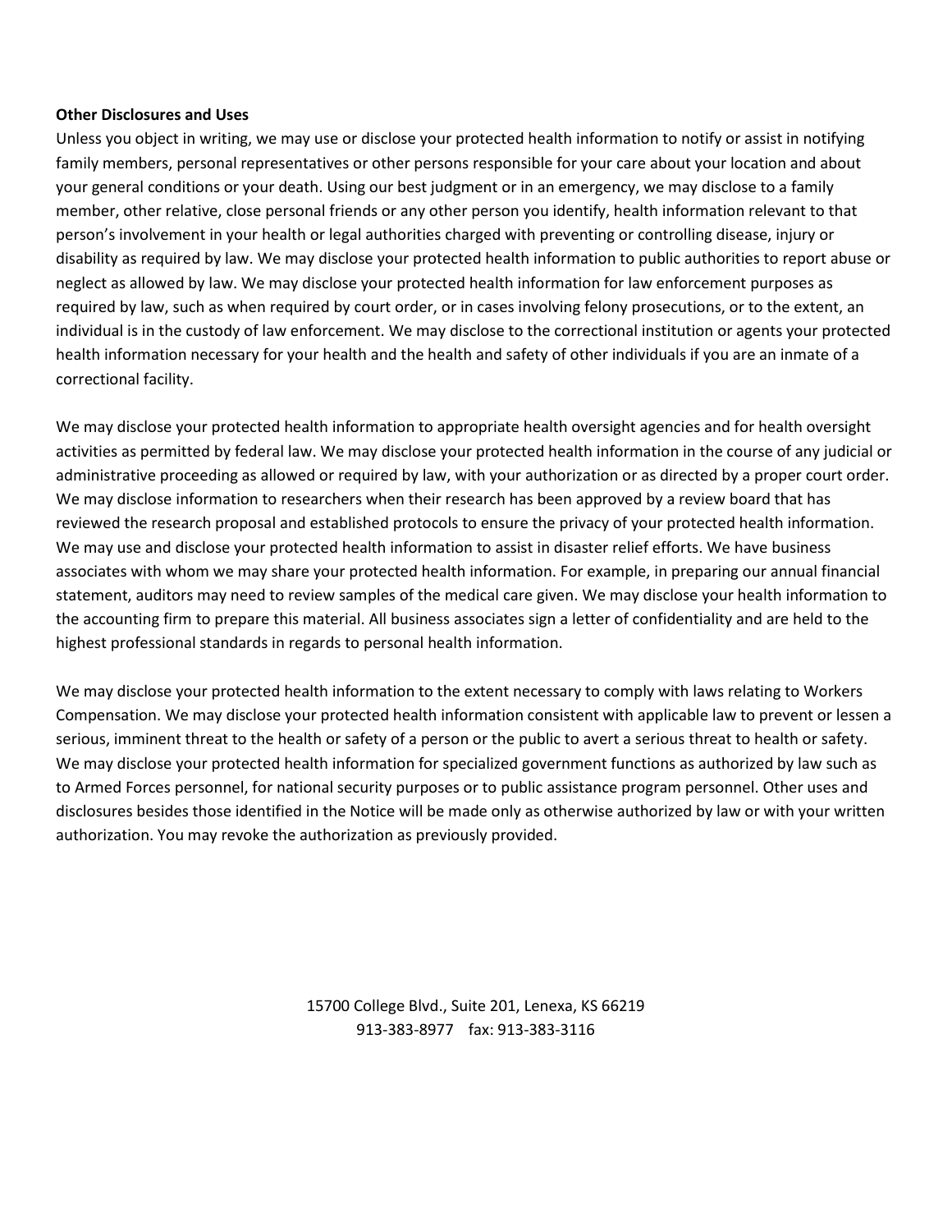**Other Disclosures and Uses**

Unless you object in writing, we may use or disclose your protected health information to notify or assist in notifying family members, personal representatives or other persons responsible for your care about your location and about your general conditions or your death. Using our best judgment or in an emergency, we may disclose to a family member, other relative, close personal friends or any other person you identify, health information relevant to that person's involvement in your health or legal authorities charged with preventing or controlling disease, injury or disability as required by law. We may disclose your protected health information to public authorities to report abuse or neglect as allowed by law. We may disclose your protected health information for law enforcement purposes as required by law, such as when required by court order, or in cases involving felony prosecutions, or to the extent, an individual is in the custody of law enforcement. We may disclose to the correctional institution or agents your protected health information necessary for your health and the health and safety of other individuals if you are an inmate of a correctional facility.

We may disclose your protected health information to appropriate health oversight agencies and for health oversight activities as permitted by federal law. We may disclose your protected health information in the course of any judicial or administrative proceeding as allowed or required by law, with your authorization or as directed by a proper court order. We may disclose information to researchers when their research has been approved by a review board that has reviewed the research proposal and established protocols to ensure the privacy of your protected health information. We may use and disclose your protected health information to assist in disaster relief efforts. We have business associates with whom we may share your protected health information. For example, in preparing our annual financial statement, auditors may need to review samples of the medical care given. We may disclose your health information to the accounting firm to prepare this material. All business associates sign a letter of confidentiality and are held to the highest professional standards in regards to personal health information.

We may disclose your protected health information to the extent necessary to comply with laws relating to Workers Compensation. We may disclose your protected health information consistent with applicable law to prevent or lessen a serious, imminent threat to the health or safety of a person or the public to avert a serious threat to health or safety. We may disclose your protected health information for specialized government functions as authorized by law such as to Armed Forces personnel, for national security purposes or to public assistance program personnel. Other uses and disclosures besides those identified in the Notice will be made only as otherwise authorized by law or with your written authorization. You may revoke the authorization as previously provided.

15700 College Blvd., Suite 201, Lenexa, KS 66219
913-383-8977 fax: 913-383-3116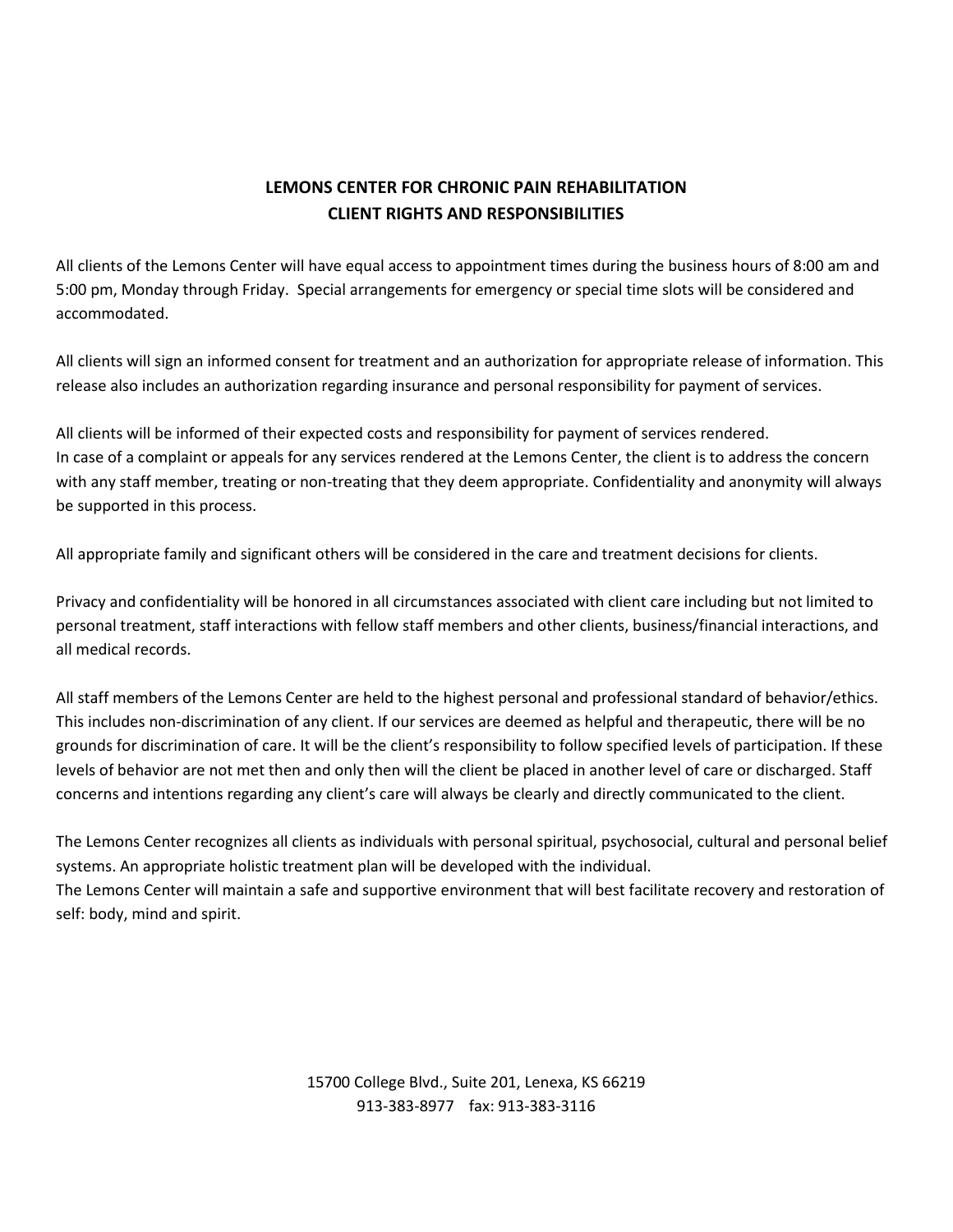# LEMONS CENTER FOR CHRONIC PAIN REHABILITATION
## CLIENT RIGHTS AND RESPONSIBILITIES

All clients of the Lemons Center will have equal access to appointment times during the business hours of 8:00 am and 5:00 pm, Monday through Friday. Special arrangements for emergency or special time slots will be considered and accommodated.

All clients will sign an informed consent for treatment and an authorization for appropriate release of information. This release also includes an authorization regarding insurance and personal responsibility for payment of services.

All clients will be informed of their expected costs and responsibility for payment of services rendered.
In case of a complaint or appeals for any services rendered at the Lemons Center, the client is to address the concern with any staff member, treating or non-treating that they deem appropriate. Confidentiality and anonymity will always be supported in this process.

All appropriate family and significant others will be considered in the care and treatment decisions for clients.

Privacy and confidentiality will be honored in all circumstances associated with client care including but not limited to personal treatment, staff interactions with fellow staff members and other clients, business/financial interactions, and all medical records.

All staff members of the Lemons Center are held to the highest personal and professional standard of behavior/ethics. This includes non-discrimination of any client. If our services are deemed as helpful and therapeutic, there will be no grounds for discrimination of care. It will be the client's responsibility to follow specified levels of participation. If these levels of behavior are not met then and only then will the client be placed in another level of care or discharged. Staff concerns and intentions regarding any client's care will always be clearly and directly communicated to the client.

The Lemons Center recognizes all clients as individuals with personal spiritual, psychosocial, cultural and personal belief systems. An appropriate holistic treatment plan will be developed with the individual.
The Lemons Center will maintain a safe and supportive environment that will best facilitate recovery and restoration of self: body, mind and spirit.

15700 College Blvd., Suite 201, Lenexa, KS 66219
913-383-8977 fax: 913-383-3116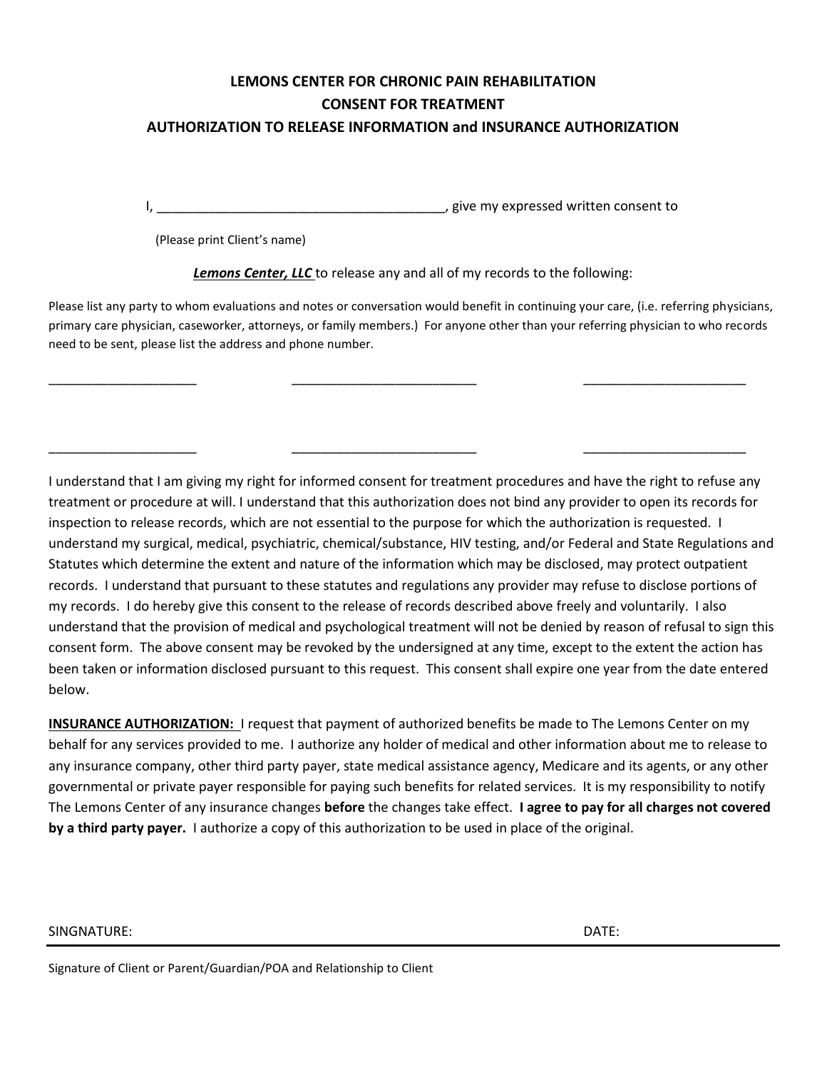**LEMONS CENTER FOR CHRONIC PAIN REHABILITATION**

**CONSENT FOR TREATMENT**

**AUTHORIZATION TO RELEASE INFORMATION and INSURANCE AUTHORIZATION**

I, _______________________________________, give my expressed written consent to

(Please print Client's name)

***Lemons Center, LLC*** to release any and all of my records to the following:

Please list any party to whom evaluations and notes or conversation would benefit in continuing your care, (i.e. referring physicians, primary care physician, caseworker, attorneys, or family members.) For anyone other than your referring physician to who records need to be sent, please list the address and phone number.

____________________ &nbsp;&nbsp;&nbsp;&nbsp; _________________________ &nbsp;&nbsp;&nbsp;&nbsp; ______________________

____________________ &nbsp;&nbsp;&nbsp;&nbsp; _________________________ &nbsp;&nbsp;&nbsp;&nbsp; ______________________

I understand that I am giving my right for informed consent for treatment procedures and have the right to refuse any treatment or procedure at will. I understand that this authorization does not bind any provider to open its records for inspection to release records, which are not essential to the purpose for which the authorization is requested. I understand my surgical, medical, psychiatric, chemical/substance, HIV testing, and/or Federal and State Regulations and Statutes which determine the extent and nature of the information which may be disclosed, may protect outpatient records. I understand that pursuant to these statutes and regulations any provider may refuse to disclose portions of my records. I do hereby give this consent to the release of records described above freely and voluntarily. I also understand that the provision of medical and psychological treatment will not be denied by reason of refusal to sign this consent form. The above consent may be revoked by the undersigned at any time, except to the extent the action has been taken or information disclosed pursuant to this request. This consent shall expire one year from the date entered below.

**INSURANCE AUTHORIZATION:** I request that payment of authorized benefits be made to The Lemons Center on my behalf for any services provided to me. I authorize any holder of medical and other information about me to release to any insurance company, other third party payer, state medical assistance agency, Medicare and its agents, or any other governmental or private payer responsible for paying such benefits for related services. It is my responsibility to notify The Lemons Center of any insurance changes **before** the changes take effect. **I agree to pay for all charges not covered by a third party payer.** I authorize a copy of this authorization to be used in place of the original.

SINGNATURE: DATE:

Signature of Client or Parent/Guardian/POA and Relationship to Client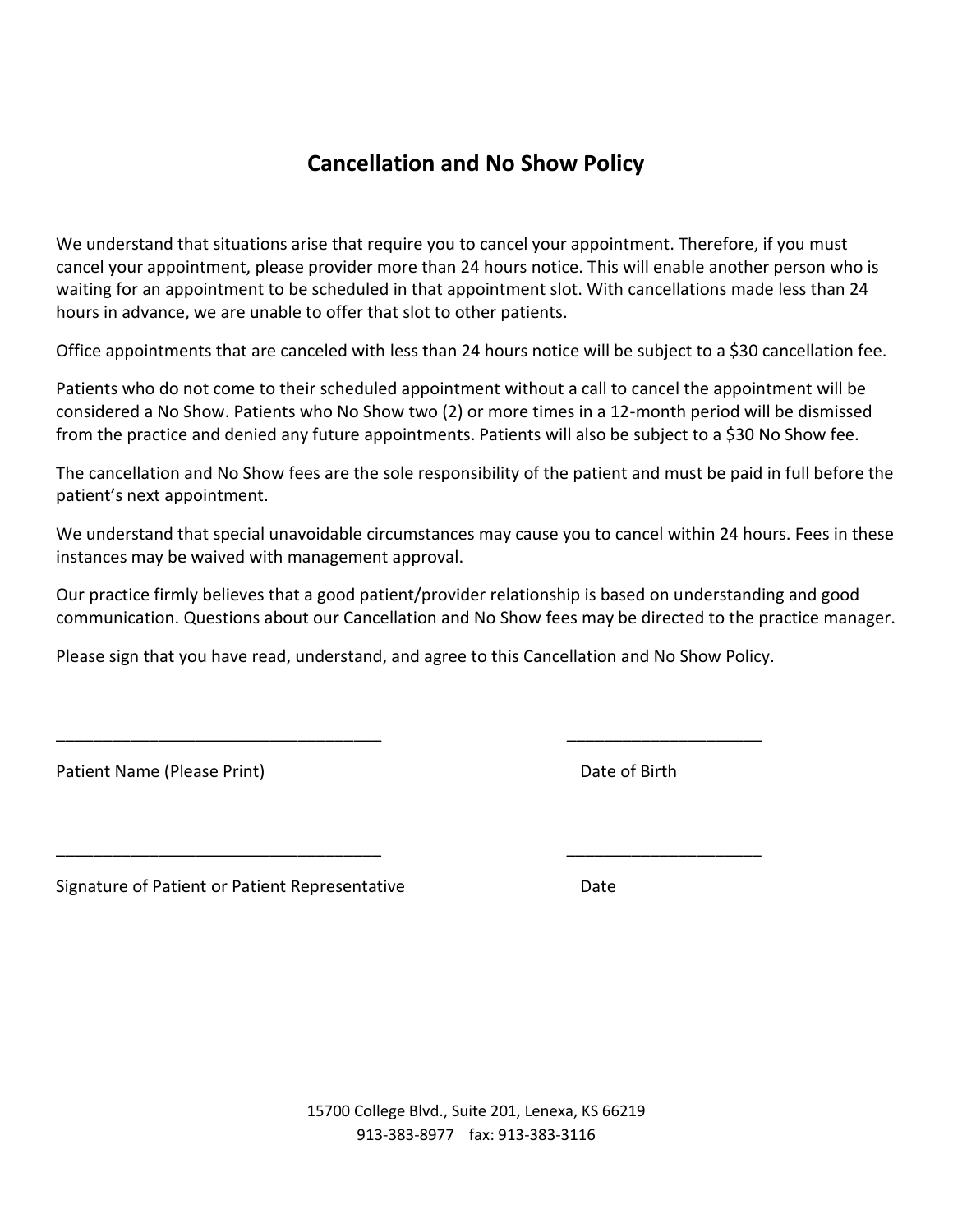## Cancellation and No Show Policy

We understand that situations arise that require you to cancel your appointment. Therefore, if you must cancel your appointment, please provider more than 24 hours notice. This will enable another person who is waiting for an appointment to be scheduled in that appointment slot. With cancellations made less than 24 hours in advance, we are unable to offer that slot to other patients.

Office appointments that are canceled with less than 24 hours notice will be subject to a $30 cancellation fee.

Patients who do not come to their scheduled appointment without a call to cancel the appointment will be considered a No Show. Patients who No Show two (2) or more times in a 12-month period will be dismissed from the practice and denied any future appointments. Patients will also be subject to a $30 No Show fee.

The cancellation and No Show fees are the sole responsibility of the patient and must be paid in full before the patient's next appointment.

We understand that special unavoidable circumstances may cause you to cancel within 24 hours. Fees in these instances may be waived with management approval.

Our practice firmly believes that a good patient/provider relationship is based on understanding and good communication. Questions about our Cancellation and No Show fees may be directed to the practice manager.

Please sign that you have read, understand, and agree to this Cancellation and No Show Policy.

___________________________________ _____________________

Patient Name (Please Print) Date of Birth

___________________________________ _____________________

Signature of Patient or Patient Representative Date

15700 College Blvd., Suite 201, Lenexa, KS 66219
913-383-8977 fax: 913-383-3116